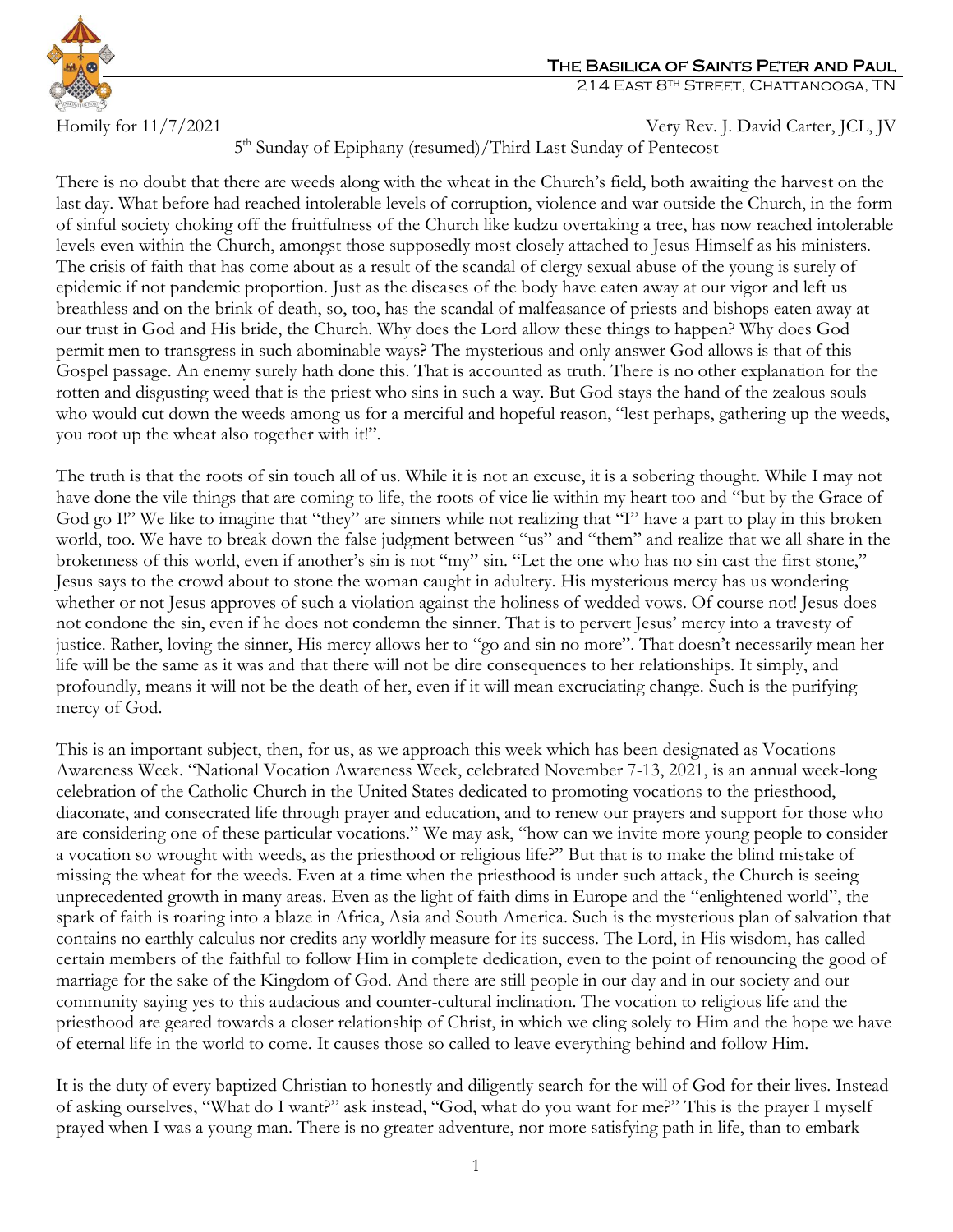# The Basilica of Saints Peter and Paul

214 East 8th Street, Chattanooga, TN

Homily for 11/7/2021 — Very Rev. J. David Carter, JCL, JV

5th Sunday of Epiphany (resumed)/Third Last Sunday of Pentecost

There is no doubt that there are weeds along with the wheat in the Church's field, both awaiting the harvest on the last day. What before had reached intolerable levels of corruption, violence and war outside the Church, in the form of sinful society choking off the fruitfulness of the Church like kudzu overtaking a tree, has now reached intolerable levels even within the Church, amongst those supposedly most closely attached to Jesus Himself as his ministers. The crisis of faith that has come about as a result of the scandal of clergy sexual abuse of the young is surely of epidemic if not pandemic proportion. Just as the diseases of the body have eaten away at our vigor and left us breathless and on the brink of death, so, too, has the scandal of malfeasance of priests and bishops eaten away at our trust in God and His bride, the Church. Why does the Lord allow these things to happen? Why does God permit men to transgress in such abominable ways? The mysterious and only answer God allows is that of this Gospel passage. An enemy surely hath done this. That is accounted as truth. There is no other explanation for the rotten and disgusting weed that is the priest who sins in such a way. But God stays the hand of the zealous souls who would cut down the weeds among us for a merciful and hopeful reason, "lest perhaps, gathering up the weeds, you root up the wheat also together with it!".

The truth is that the roots of sin touch all of us. While it is not an excuse, it is a sobering thought. While I may not have done the vile things that are coming to life, the roots of vice lie within my heart too and "but by the Grace of God go I!" We like to imagine that "they" are sinners while not realizing that "I" have a part to play in this broken world, too. We have to break down the false judgment between "us" and "them" and realize that we all share in the brokenness of this world, even if another's sin is not "my" sin. "Let the one who has no sin cast the first stone," Jesus says to the crowd about to stone the woman caught in adultery. His mysterious mercy has us wondering whether or not Jesus approves of such a violation against the holiness of wedded vows. Of course not! Jesus does not condone the sin, even if he does not condemn the sinner. That is to pervert Jesus' mercy into a travesty of justice. Rather, loving the sinner, His mercy allows her to "go and sin no more". That doesn't necessarily mean her life will be the same as it was and that there will not be dire consequences to her relationships. It simply, and profoundly, means it will not be the death of her, even if it will mean excruciating change. Such is the purifying mercy of God.

This is an important subject, then, for us, as we approach this week which has been designated as Vocations Awareness Week. "National Vocation Awareness Week, celebrated November 7-13, 2021, is an annual week-long celebration of the Catholic Church in the United States dedicated to promoting vocations to the priesthood, diaconate, and consecrated life through prayer and education, and to renew our prayers and support for those who are considering one of these particular vocations." We may ask, "how can we invite more young people to consider a vocation so wrought with weeds, as the priesthood or religious life?" But that is to make the blind mistake of missing the wheat for the weeds. Even at a time when the priesthood is under such attack, the Church is seeing unprecedented growth in many areas. Even as the light of faith dims in Europe and the "enlightened world", the spark of faith is roaring into a blaze in Africa, Asia and South America. Such is the mysterious plan of salvation that contains no earthly calculus nor credits any worldly measure for its success. The Lord, in His wisdom, has called certain members of the faithful to follow Him in complete dedication, even to the point of renouncing the good of marriage for the sake of the Kingdom of God. And there are still people in our day and in our society and our community saying yes to this audacious and counter-cultural inclination. The vocation to religious life and the priesthood are geared towards a closer relationship of Christ, in which we cling solely to Him and the hope we have of eternal life in the world to come. It causes those so called to leave everything behind and follow Him.

It is the duty of every baptized Christian to honestly and diligently search for the will of God for their lives. Instead of asking ourselves, "What do I want?" ask instead, "God, what do you want for me?" This is the prayer I myself prayed when I was a young man. There is no greater adventure, nor more satisfying path in life, than to embark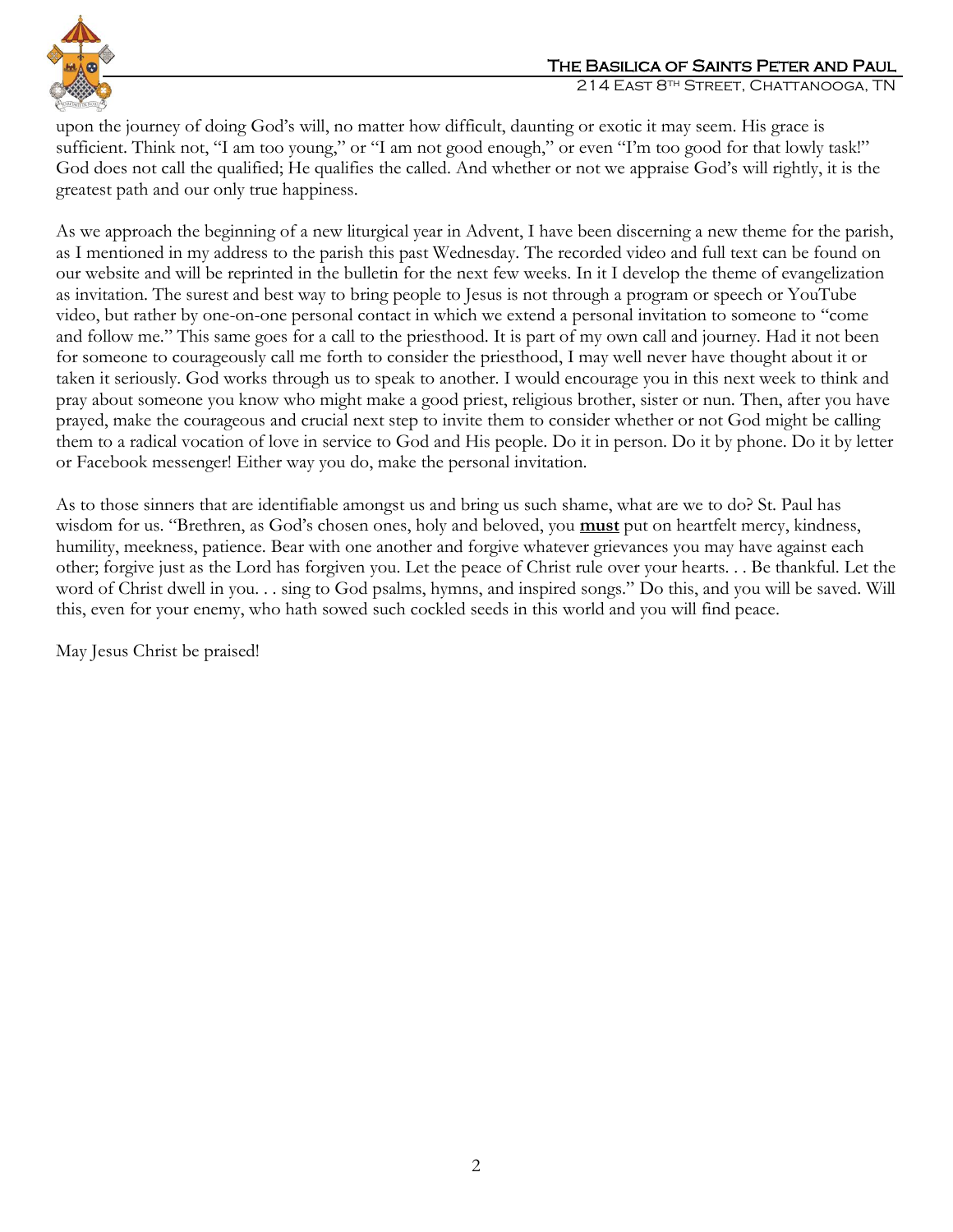upon the journey of doing God's will, no matter how difficult, daunting or exotic it may seem. His grace is sufficient. Think not, "I am too young," or "I am not good enough," or even "I'm too good for that lowly task!" God does not call the qualified; He qualifies the called. And whether or not we appraise God's will rightly, it is the greatest path and our only true happiness.

As we approach the beginning of a new liturgical year in Advent, I have been discerning a new theme for the parish, as I mentioned in my address to the parish this past Wednesday. The recorded video and full text can be found on our website and will be reprinted in the bulletin for the next few weeks. In it I develop the theme of evangelization as invitation. The surest and best way to bring people to Jesus is not through a program or speech or YouTube video, but rather by one-on-one personal contact in which we extend a personal invitation to someone to "come and follow me." This same goes for a call to the priesthood. It is part of my own call and journey. Had it not been for someone to courageously call me forth to consider the priesthood, I may well never have thought about it or taken it seriously. God works through us to speak to another. I would encourage you in this next week to think and pray about someone you know who might make a good priest, religious brother, sister or nun. Then, after you have prayed, make the courageous and crucial next step to invite them to consider whether or not God might be calling them to a radical vocation of love in service to God and His people. Do it in person. Do it by phone. Do it by letter or Facebook messenger! Either way you do, make the personal invitation.

As to those sinners that are identifiable amongst us and bring us such shame, what are we to do? St. Paul has wisdom for us. "Brethren, as God's chosen ones, holy and beloved, you **must** put on heartfelt mercy, kindness, humility, meekness, patience. Bear with one another and forgive whatever grievances you may have against each other; forgive just as the Lord has forgiven you. Let the peace of Christ rule over your hearts. . . Be thankful. Let the word of Christ dwell in you. . . sing to God psalms, hymns, and inspired songs." Do this, and you will be saved. Will this, even for your enemy, who hath sowed such cockled seeds in this world and you will find peace.

May Jesus Christ be praised!